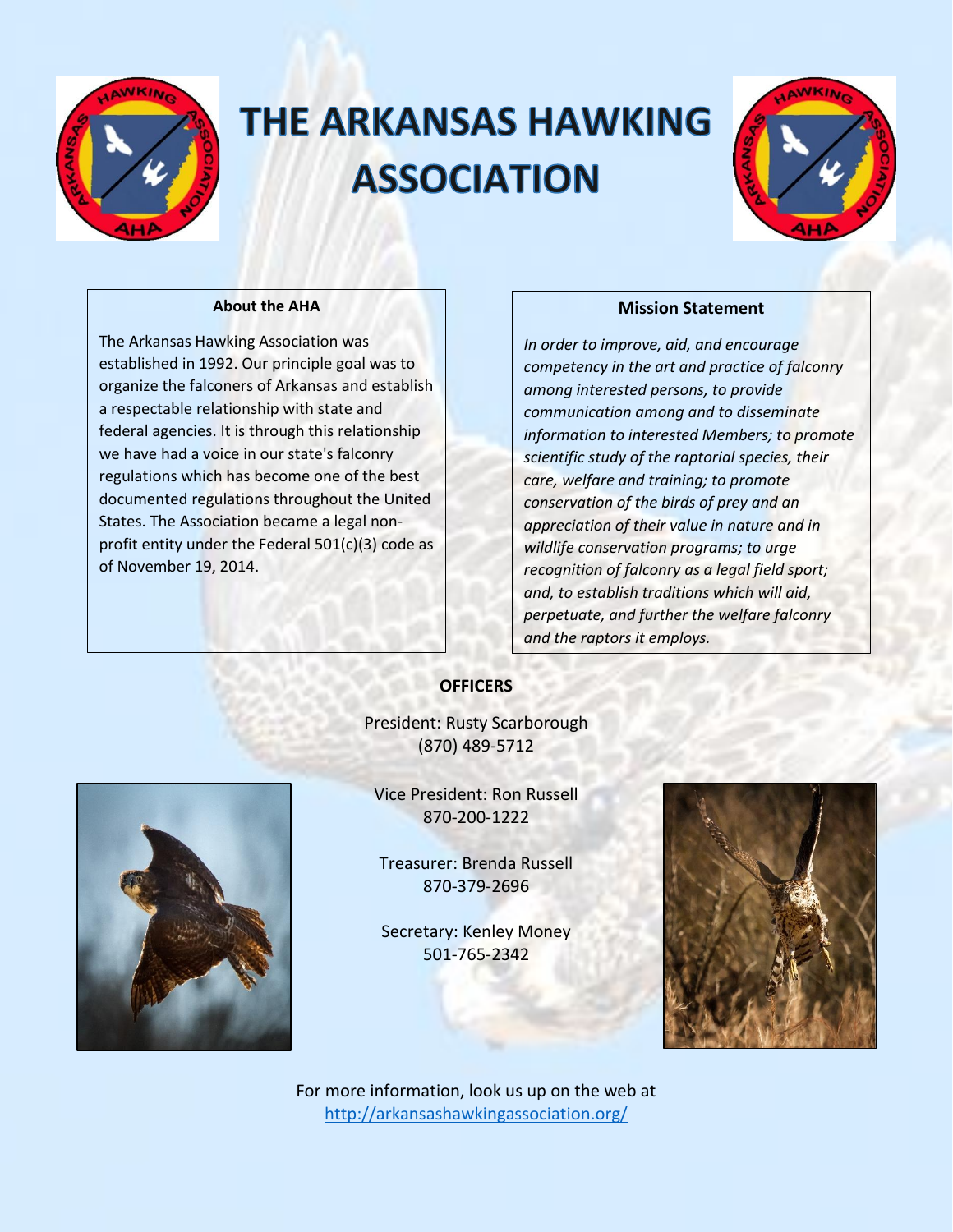# THE ARKANSAS HAWKING ASSOCIATION

## About the AHA

The Arkansas Hawking Association was established in 1992. Our principle goal was to organize the falconers of Arkansas and establish a respectable relationship with state and federal agencies. It is through this relationship we have had a voice in our state's falconry regulations which has become one of the best documented regulations throughout the United States. The Association became a legal non-profit entity under the Federal 501(c)(3) code as of November 19, 2014.

## Mission Statement

*In order to improve, aid, and encourage competency in the art and practice of falconry among interested persons, to provide communication among and to disseminate information to interested Members; to promote scientific study of the raptorial species, their care, welfare and training; to promote conservation of the birds of prey and an appreciation of their value in nature and in wildlife conservation programs; to urge recognition of falconry as a legal field sport; and, to establish traditions which will aid, perpetuate, and further the welfare falconry and the raptors it employs.*

## OFFICERS

President: Rusty Scarborough
(870) 489-5712

Vice President: Ron Russell
870-200-1222

Treasurer: Brenda Russell
870-379-2696

Secretary: Kenley Money
501-765-2342

For more information, look us up on the web at
http://arkansashawkingassociation.org/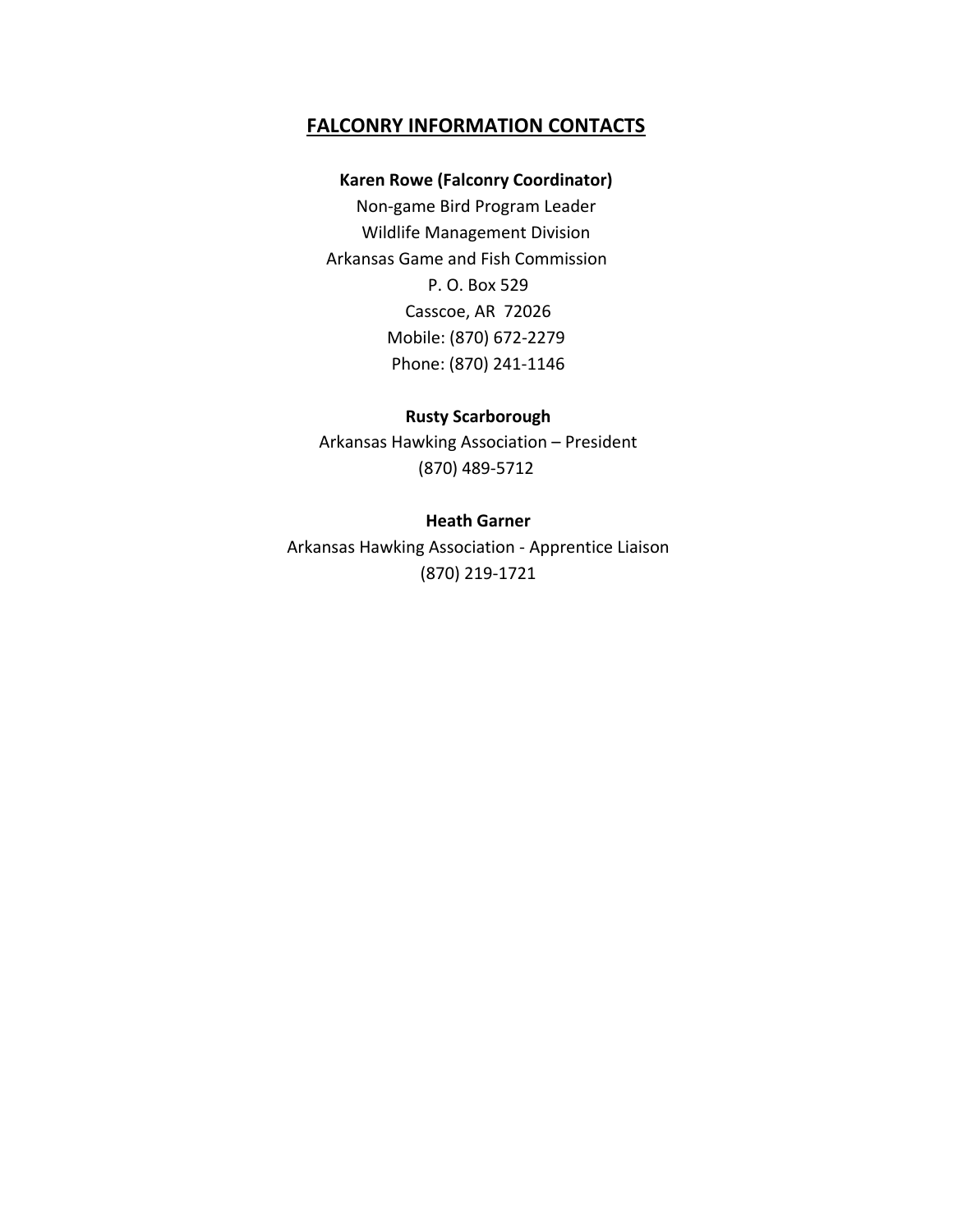## FALCONRY INFORMATION CONTACTS

**Karen Rowe (Falconry Coordinator)**
Non-game Bird Program Leader
Wildlife Management Division
Arkansas Game and Fish Commission
P. O. Box 529
Casscoe, AR 72026
Mobile: (870) 672-2279
Phone: (870) 241-1146

**Rusty Scarborough**
Arkansas Hawking Association – President
(870) 489-5712

**Heath Garner**
Arkansas Hawking Association - Apprentice Liaison
(870) 219-1721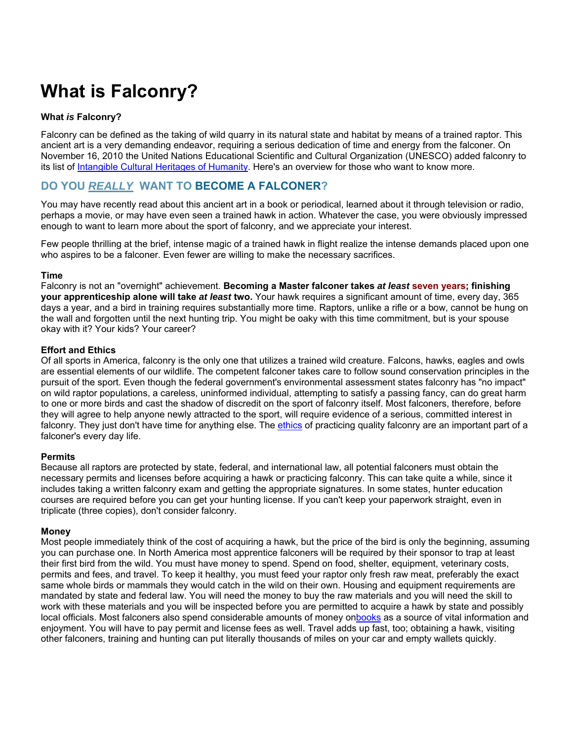# What is Falconry?

**What *is* Falconry?**

Falconry can be defined as the taking of wild quarry in its natural state and habitat by means of a trained raptor. This ancient art is a very demanding endeavor, requiring a serious dedication of time and energy from the falconer. On November 16, 2010 the United Nations Educational Scientific and Cultural Organization (UNESCO) added falconry to its list of Intangible Cultural Heritages of Humanity. Here's an overview for those who want to know more.

## DO YOU *REALLY* WANT TO BECOME A FALCONER?

You may have recently read about this ancient art in a book or periodical, learned about it through television or radio, perhaps a movie, or may have even seen a trained hawk in action. Whatever the case, you were obviously impressed enough to want to learn more about the sport of falconry, and we appreciate your interest.

Few people thrilling at the brief, intense magic of a trained hawk in flight realize the intense demands placed upon one who aspires to be a falconer. Even fewer are willing to make the necessary sacrifices.

**Time**
Falconry is not an "overnight" achievement. **Becoming a Master falconer takes *at least* seven years; finishing your apprenticeship alone will take *at least* two.** Your hawk requires a significant amount of time, every day, 365 days a year, and a bird in training requires substantially more time. Raptors, unlike a rifle or a bow, cannot be hung on the wall and forgotten until the next hunting trip. You might be oaky with this time commitment, but is your spouse okay with it? Your kids? Your career?

**Effort and Ethics**
Of all sports in America, falconry is the only one that utilizes a trained wild creature. Falcons, hawks, eagles and owls are essential elements of our wildlife. The competent falconer takes care to follow sound conservation principles in the pursuit of the sport. Even though the federal government's environmental assessment states falconry has "no impact" on wild raptor populations, a careless, uninformed individual, attempting to satisfy a passing fancy, can do great harm to one or more birds and cast the shadow of discredit on the sport of falconry itself. Most falconers, therefore, before they will agree to help anyone newly attracted to the sport, will require evidence of a serious, committed interest in falconry. They just don't have time for anything else. The ethics of practicing quality falconry are an important part of a falconer's every day life.

**Permits**
Because all raptors are protected by state, federal, and international law, all potential falconers must obtain the necessary permits and licenses before acquiring a hawk or practicing falconry. This can take quite a while, since it includes taking a written falconry exam and getting the appropriate signatures. In some states, hunter education courses are required before you can get your hunting license. If you can't keep your paperwork straight, even in triplicate (three copies), don't consider falconry.

**Money**
Most people immediately think of the cost of acquiring a hawk, but the price of the bird is only the beginning, assuming you can purchase one. In North America most apprentice falconers will be required by their sponsor to trap at least their first bird from the wild. You must have money to spend. Spend on food, shelter, equipment, veterinary costs, permits and fees, and travel. To keep it healthy, you must feed your raptor only fresh raw meat, preferably the exact same whole birds or mammals they would catch in the wild on their own. Housing and equipment requirements are mandated by state and federal law. You will need the money to buy the raw materials and you will need the skill to work with these materials and you will be inspected before you are permitted to acquire a hawk by state and possibly local officials. Most falconers also spend considerable amounts of money onbooks as a source of vital information and enjoyment. You will have to pay permit and license fees as well. Travel adds up fast, too; obtaining a hawk, visiting other falconers, training and hunting can put literally thousands of miles on your car and empty wallets quickly.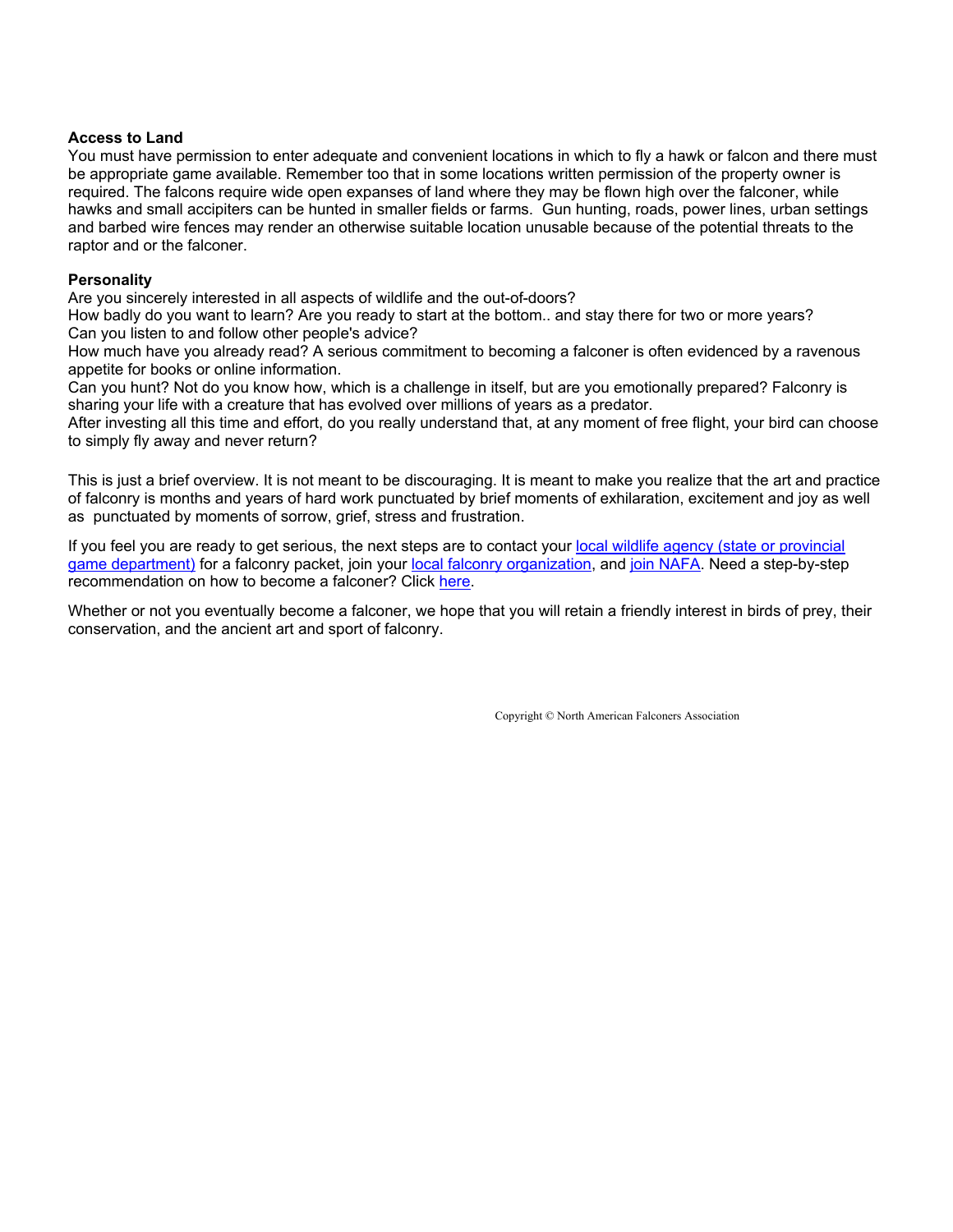**Access to Land**

You must have permission to enter adequate and convenient locations in which to fly a hawk or falcon and there must be appropriate game available. Remember too that in some locations written permission of the property owner is required. The falcons require wide open expanses of land where they may be flown high over the falconer, while hawks and small accipiters can be hunted in smaller fields or farms. Gun hunting, roads, power lines, urban settings and barbed wire fences may render an otherwise suitable location unusable because of the potential threats to the raptor and or the falconer.

**Personality**

Are you sincerely interested in all aspects of wildlife and the out-of-doors?
How badly do you want to learn? Are you ready to start at the bottom.. and stay there for two or more years?
Can you listen to and follow other people's advice?
How much have you already read? A serious commitment to becoming a falconer is often evidenced by a ravenous appetite for books or online information.
Can you hunt? Not do you know how, which is a challenge in itself, but are you emotionally prepared? Falconry is sharing your life with a creature that has evolved over millions of years as a predator.
After investing all this time and effort, do you really understand that, at any moment of free flight, your bird can choose to simply fly away and never return?

This is just a brief overview. It is not meant to be discouraging. It is meant to make you realize that the art and practice of falconry is months and years of hard work punctuated by brief moments of exhilaration, excitement and joy as well as punctuated by moments of sorrow, grief, stress and frustration.

If you feel you are ready to get serious, the next steps are to contact your local wildlife agency (state or provincial game department) for a falconry packet, join your local falconry organization, and join NAFA. Need a step-by-step recommendation on how to become a falconer? Click here.

Whether or not you eventually become a falconer, we hope that you will retain a friendly interest in birds of prey, their conservation, and the ancient art and sport of falconry.

Copyright © North American Falconers Association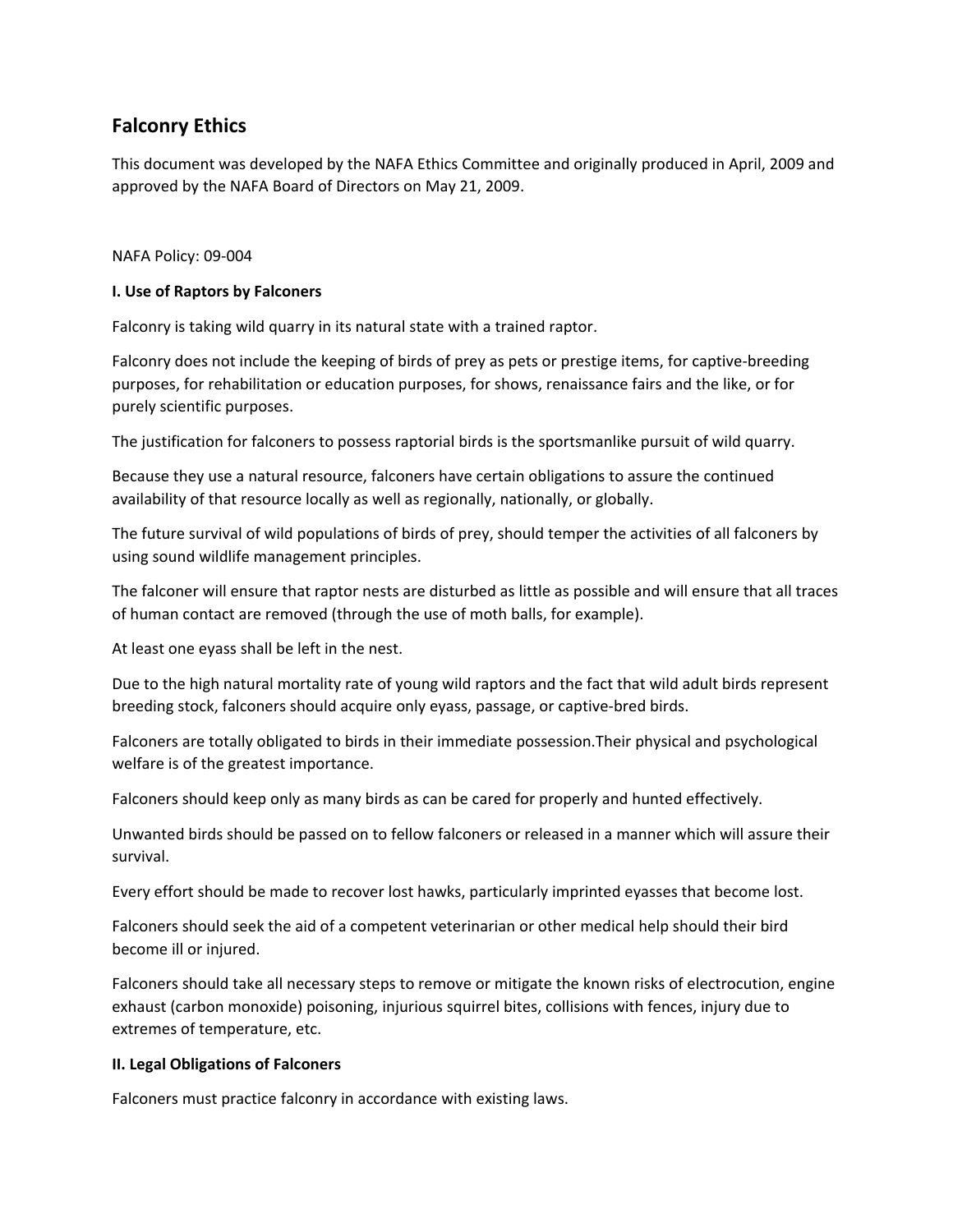## Falconry Ethics

This document was developed by the NAFA Ethics Committee and originally produced in April, 2009 and approved by the NAFA Board of Directors on May 21, 2009.

NAFA Policy: 09-004

**I. Use of Raptors by Falconers**

Falconry is taking wild quarry in its natural state with a trained raptor.

Falconry does not include the keeping of birds of prey as pets or prestige items, for captive-breeding purposes, for rehabilitation or education purposes, for shows, renaissance fairs and the like, or for purely scientific purposes.

The justification for falconers to possess raptorial birds is the sportsmanlike pursuit of wild quarry.

Because they use a natural resource, falconers have certain obligations to assure the continued availability of that resource locally as well as regionally, nationally, or globally.

The future survival of wild populations of birds of prey, should temper the activities of all falconers by using sound wildlife management principles.

The falconer will ensure that raptor nests are disturbed as little as possible and will ensure that all traces of human contact are removed (through the use of moth balls, for example).

At least one eyass shall be left in the nest.

Due to the high natural mortality rate of young wild raptors and the fact that wild adult birds represent breeding stock, falconers should acquire only eyass, passage, or captive-bred birds.

Falconers are totally obligated to birds in their immediate possession.Their physical and psychological welfare is of the greatest importance.

Falconers should keep only as many birds as can be cared for properly and hunted effectively.

Unwanted birds should be passed on to fellow falconers or released in a manner which will assure their survival.

Every effort should be made to recover lost hawks, particularly imprinted eyasses that become lost.

Falconers should seek the aid of a competent veterinarian or other medical help should their bird become ill or injured.

Falconers should take all necessary steps to remove or mitigate the known risks of electrocution, engine exhaust (carbon monoxide) poisoning, injurious squirrel bites, collisions with fences, injury due to extremes of temperature, etc.

**II. Legal Obligations of Falconers**

Falconers must practice falconry in accordance with existing laws.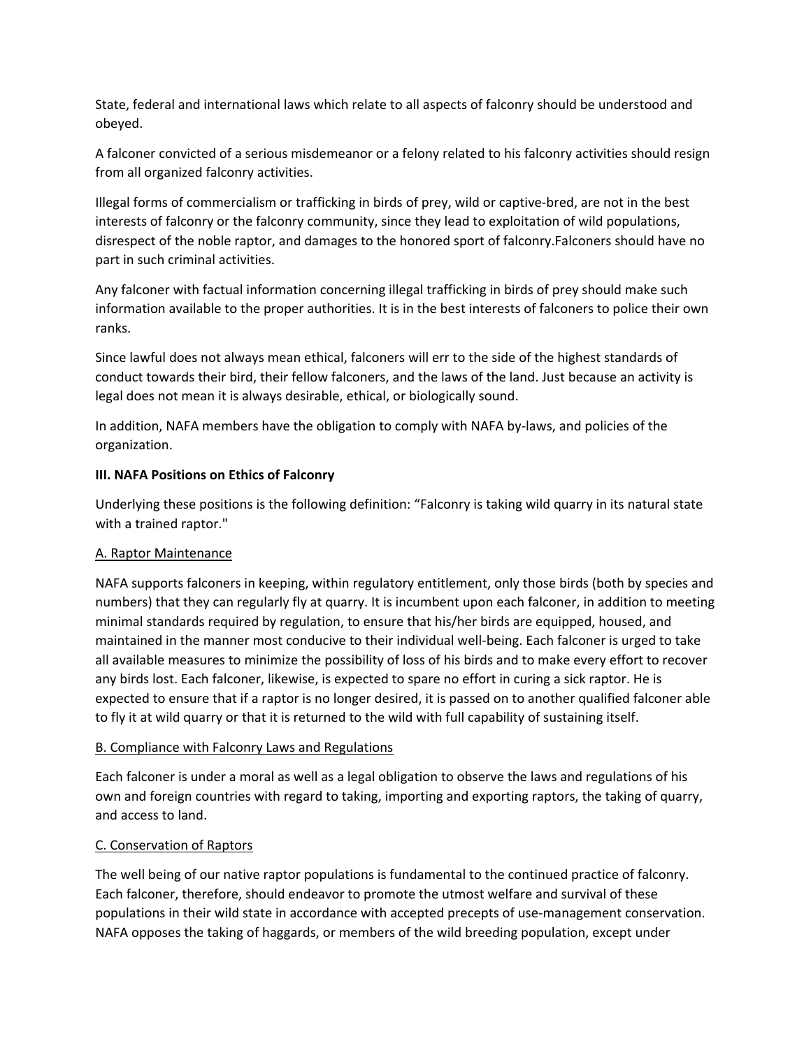State, federal and international laws which relate to all aspects of falconry should be understood and obeyed.

A falconer convicted of a serious misdemeanor or a felony related to his falconry activities should resign from all organized falconry activities.

Illegal forms of commercialism or trafficking in birds of prey, wild or captive-bred, are not in the best interests of falconry or the falconry community, since they lead to exploitation of wild populations, disrespect of the noble raptor, and damages to the honored sport of falconry.Falconers should have no part in such criminal activities.

Any falconer with factual information concerning illegal trafficking in birds of prey should make such information available to the proper authorities. It is in the best interests of falconers to police their own ranks.

Since lawful does not always mean ethical, falconers will err to the side of the highest standards of conduct towards their bird, their fellow falconers, and the laws of the land. Just because an activity is legal does not mean it is always desirable, ethical, or biologically sound.

In addition, NAFA members have the obligation to comply with NAFA by-laws, and policies of the organization.

### III. NAFA Positions on Ethics of Falconry

Underlying these positions is the following definition: "Falconry is taking wild quarry in its natural state with a trained raptor."

#### A. Raptor Maintenance

NAFA supports falconers in keeping, within regulatory entitlement, only those birds (both by species and numbers) that they can regularly fly at quarry. It is incumbent upon each falconer, in addition to meeting minimal standards required by regulation, to ensure that his/her birds are equipped, housed, and maintained in the manner most conducive to their individual well-being. Each falconer is urged to take all available measures to minimize the possibility of loss of his birds and to make every effort to recover any birds lost. Each falconer, likewise, is expected to spare no effort in curing a sick raptor. He is expected to ensure that if a raptor is no longer desired, it is passed on to another qualified falconer able to fly it at wild quarry or that it is returned to the wild with full capability of sustaining itself.

#### B. Compliance with Falconry Laws and Regulations

Each falconer is under a moral as well as a legal obligation to observe the laws and regulations of his own and foreign countries with regard to taking, importing and exporting raptors, the taking of quarry, and access to land.

#### C. Conservation of Raptors

The well being of our native raptor populations is fundamental to the continued practice of falconry. Each falconer, therefore, should endeavor to promote the utmost welfare and survival of these populations in their wild state in accordance with accepted precepts of use-management conservation. NAFA opposes the taking of haggards, or members of the wild breeding population, except under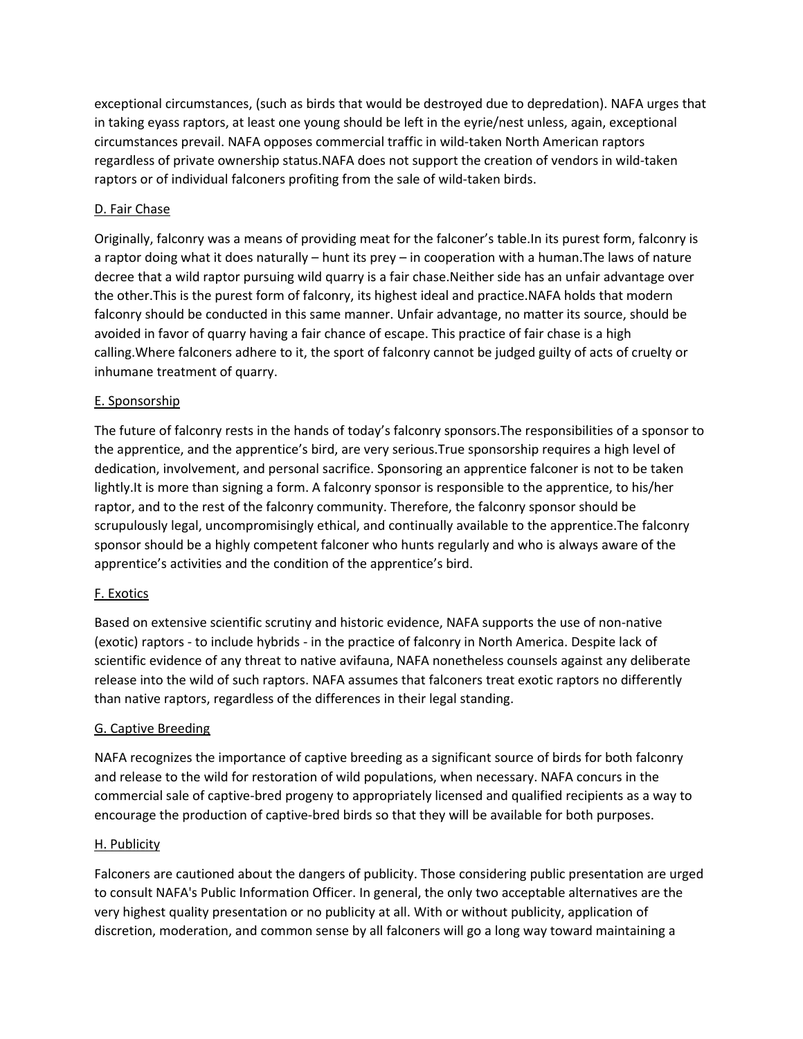exceptional circumstances, (such as birds that would be destroyed due to depredation). NAFA urges that in taking eyass raptors, at least one young should be left in the eyrie/nest unless, again, exceptional circumstances prevail. NAFA opposes commercial traffic in wild-taken North American raptors regardless of private ownership status.NAFA does not support the creation of vendors in wild-taken raptors or of individual falconers profiting from the sale of wild-taken birds.

<u>D. Fair Chase</u>

Originally, falconry was a means of providing meat for the falconer's table.In its purest form, falconry is a raptor doing what it does naturally – hunt its prey – in cooperation with a human.The laws of nature decree that a wild raptor pursuing wild quarry is a fair chase.Neither side has an unfair advantage over the other.This is the purest form of falconry, its highest ideal and practice.NAFA holds that modern falconry should be conducted in this same manner. Unfair advantage, no matter its source, should be avoided in favor of quarry having a fair chance of escape. This practice of fair chase is a high calling.Where falconers adhere to it, the sport of falconry cannot be judged guilty of acts of cruelty or inhumane treatment of quarry.

<u>E. Sponsorship</u>

The future of falconry rests in the hands of today's falconry sponsors.The responsibilities of a sponsor to the apprentice, and the apprentice's bird, are very serious.True sponsorship requires a high level of dedication, involvement, and personal sacrifice. Sponsoring an apprentice falconer is not to be taken lightly.It is more than signing a form. A falconry sponsor is responsible to the apprentice, to his/her raptor, and to the rest of the falconry community. Therefore, the falconry sponsor should be scrupulously legal, uncompromisingly ethical, and continually available to the apprentice.The falconry sponsor should be a highly competent falconer who hunts regularly and who is always aware of the apprentice's activities and the condition of the apprentice's bird.

<u>F. Exotics</u>

Based on extensive scientific scrutiny and historic evidence, NAFA supports the use of non-native (exotic) raptors - to include hybrids - in the practice of falconry in North America. Despite lack of scientific evidence of any threat to native avifauna, NAFA nonetheless counsels against any deliberate release into the wild of such raptors. NAFA assumes that falconers treat exotic raptors no differently than native raptors, regardless of the differences in their legal standing.

<u>G. Captive Breeding</u>

NAFA recognizes the importance of captive breeding as a significant source of birds for both falconry and release to the wild for restoration of wild populations, when necessary. NAFA concurs in the commercial sale of captive-bred progeny to appropriately licensed and qualified recipients as a way to encourage the production of captive-bred birds so that they will be available for both purposes.

<u>H. Publicity</u>

Falconers are cautioned about the dangers of publicity. Those considering public presentation are urged to consult NAFA's Public Information Officer. In general, the only two acceptable alternatives are the very highest quality presentation or no publicity at all. With or without publicity, application of discretion, moderation, and common sense by all falconers will go a long way toward maintaining a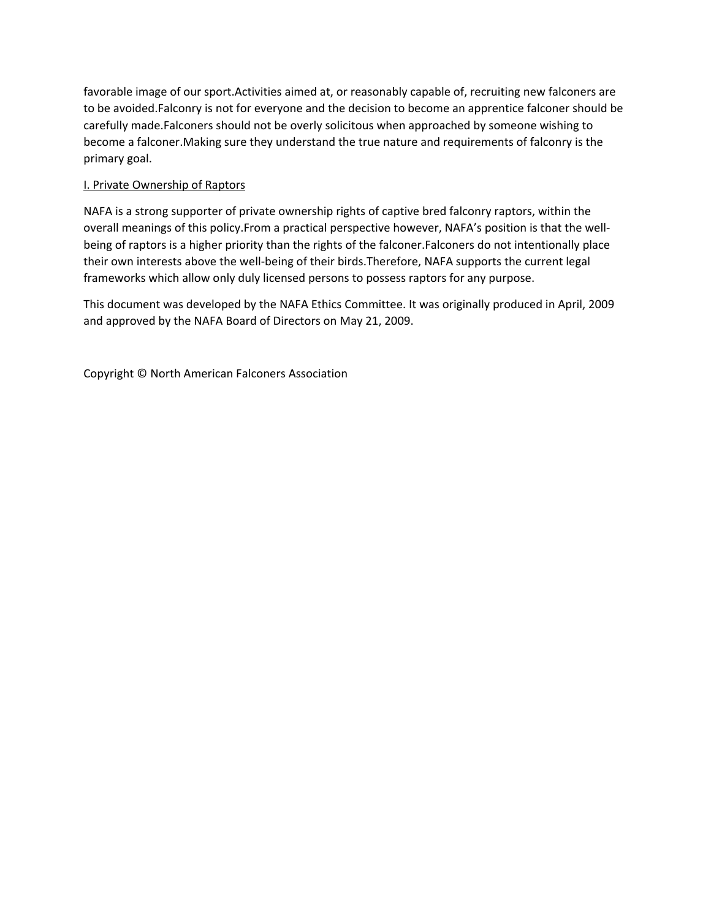favorable image of our sport.Activities aimed at, or reasonably capable of, recruiting new falconers are to be avoided.Falconry is not for everyone and the decision to become an apprentice falconer should be carefully made.Falconers should not be overly solicitous when approached by someone wishing to become a falconer.Making sure they understand the true nature and requirements of falconry is the primary goal.

## I. Private Ownership of Raptors

NAFA is a strong supporter of private ownership rights of captive bred falconry raptors, within the overall meanings of this policy.From a practical perspective however, NAFA's position is that the well-being of raptors is a higher priority than the rights of the falconer.Falconers do not intentionally place their own interests above the well-being of their birds.Therefore, NAFA supports the current legal frameworks which allow only duly licensed persons to possess raptors for any purpose.

This document was developed by the NAFA Ethics Committee. It was originally produced in April, 2009 and approved by the NAFA Board of Directors on May 21, 2009.

Copyright © North American Falconers Association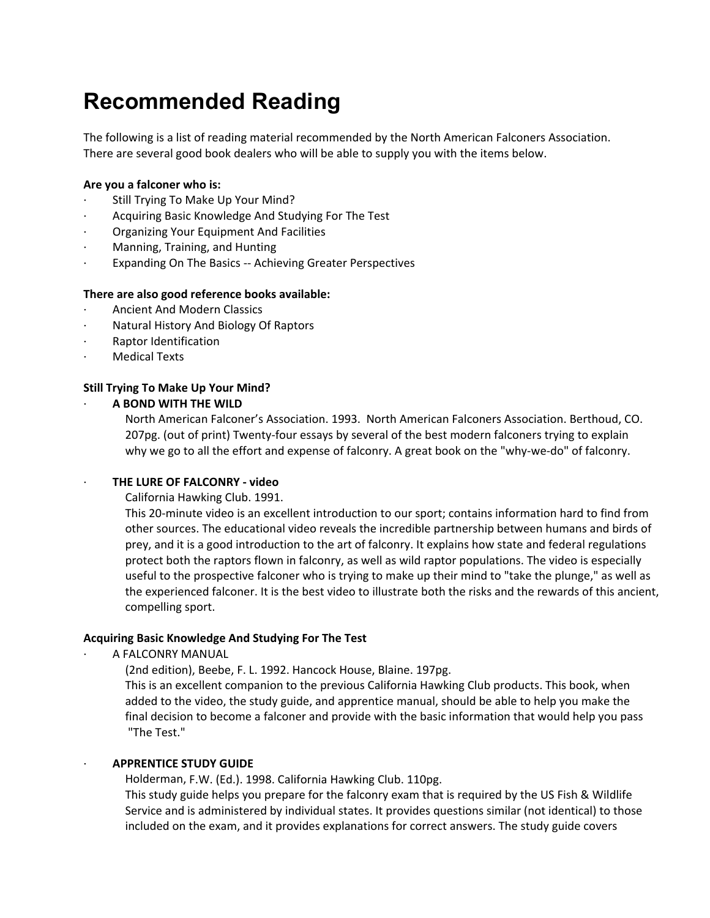# Recommended Reading

The following is a list of reading material recommended by the North American Falconers Association. There are several good book dealers who will be able to supply you with the items below.

**Are you a falconer who is:**

- Still Trying To Make Up Your Mind?
- Acquiring Basic Knowledge And Studying For The Test
- Organizing Your Equipment And Facilities
- Manning, Training, and Hunting
- Expanding On The Basics -- Achieving Greater Perspectives

**There are also good reference books available:**

- Ancient And Modern Classics
- Natural History And Biology Of Raptors
- Raptor Identification
- Medical Texts

**Still Trying To Make Up Your Mind?**

- **A BOND WITH THE WILD**
  North American Falconer's Association. 1993. North American Falconers Association. Berthoud, CO. 207pg. (out of print) Twenty-four essays by several of the best modern falconers trying to explain why we go to all the effort and expense of falconry. A great book on the "why-we-do" of falconry.

- **THE LURE OF FALCONRY - video**
  California Hawking Club. 1991.
  This 20-minute video is an excellent introduction to our sport; contains information hard to find from other sources. The educational video reveals the incredible partnership between humans and birds of prey, and it is a good introduction to the art of falconry. It explains how state and federal regulations protect both the raptors flown in falconry, as well as wild raptor populations. The video is especially useful to the prospective falconer who is trying to make up their mind to "take the plunge," as well as the experienced falconer. It is the best video to illustrate both the risks and the rewards of this ancient, compelling sport.

**Acquiring Basic Knowledge And Studying For The Test**

- A FALCONRY MANUAL
  (2nd edition), Beebe, F. L. 1992. Hancock House, Blaine. 197pg.
  This is an excellent companion to the previous California Hawking Club products. This book, when added to the video, the study guide, and apprentice manual, should be able to help you make the final decision to become a falconer and provide with the basic information that would help you pass "The Test."

- **APPRENTICE STUDY GUIDE**
  Holderman, F.W. (Ed.). 1998. California Hawking Club. 110pg.
  This study guide helps you prepare for the falconry exam that is required by the US Fish & Wildlife Service and is administered by individual states. It provides questions similar (not identical) to those included on the exam, and it provides explanations for correct answers. The study guide covers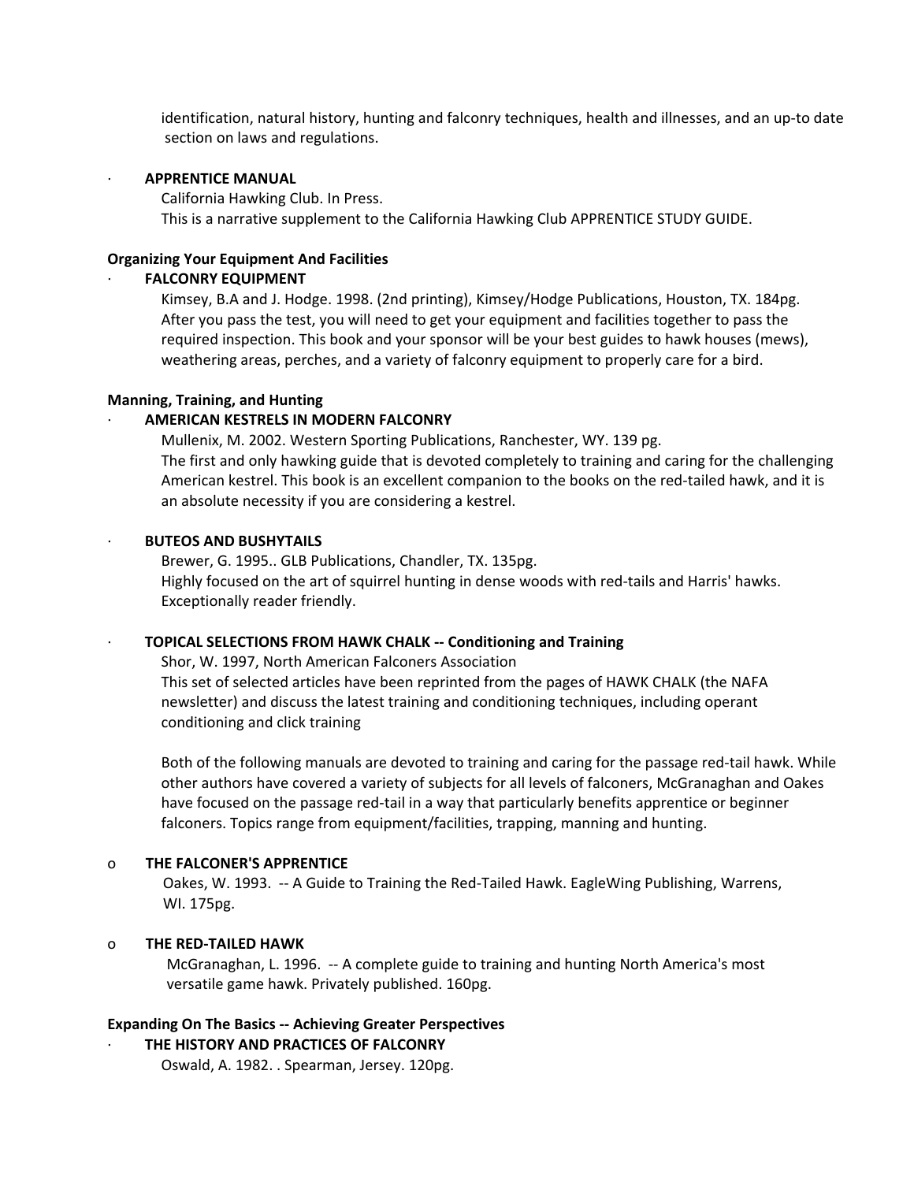identification, natural history, hunting and falconry techniques, health and illnesses, and an up-to date section on laws and regulations.

- **APPRENTICE MANUAL**
  California Hawking Club. In Press.
  This is a narrative supplement to the California Hawking Club APPRENTICE STUDY GUIDE.

**Organizing Your Equipment And Facilities**

- **FALCONRY EQUIPMENT**
  Kimsey, B.A and J. Hodge. 1998. (2nd printing), Kimsey/Hodge Publications, Houston, TX. 184pg.
  After you pass the test, you will need to get your equipment and facilities together to pass the required inspection. This book and your sponsor will be your best guides to hawk houses (mews), weathering areas, perches, and a variety of falconry equipment to properly care for a bird.

**Manning, Training, and Hunting**

- **AMERICAN KESTRELS IN MODERN FALCONRY**
  Mullenix, M. 2002. Western Sporting Publications, Ranchester, WY. 139 pg.
  The first and only hawking guide that is devoted completely to training and caring for the challenging American kestrel. This book is an excellent companion to the books on the red-tailed hawk, and it is an absolute necessity if you are considering a kestrel.

- **BUTEOS AND BUSHYTAILS**
  Brewer, G. 1995.. GLB Publications, Chandler, TX. 135pg.
  Highly focused on the art of squirrel hunting in dense woods with red-tails and Harris' hawks. Exceptionally reader friendly.

- **TOPICAL SELECTIONS FROM HAWK CHALK -- Conditioning and Training**
  Shor, W. 1997, North American Falconers Association
  This set of selected articles have been reprinted from the pages of HAWK CHALK (the NAFA newsletter) and discuss the latest training and conditioning techniques, including operant conditioning and click training

  Both of the following manuals are devoted to training and caring for the passage red-tail hawk. While other authors have covered a variety of subjects for all levels of falconers, McGranaghan and Oakes have focused on the passage red-tail in a way that particularly benefits apprentice or beginner falconers. Topics range from equipment/facilities, trapping, manning and hunting.

  - **THE FALCONER'S APPRENTICE**
    Oakes, W. 1993. -- A Guide to Training the Red-Tailed Hawk. EagleWing Publishing, Warrens, WI. 175pg.

  - **THE RED-TAILED HAWK**
    McGranaghan, L. 1996. -- A complete guide to training and hunting North America's most versatile game hawk. Privately published. 160pg.

**Expanding On The Basics -- Achieving Greater Perspectives**

- **THE HISTORY AND PRACTICES OF FALCONRY**
  Oswald, A. 1982. . Spearman, Jersey. 120pg.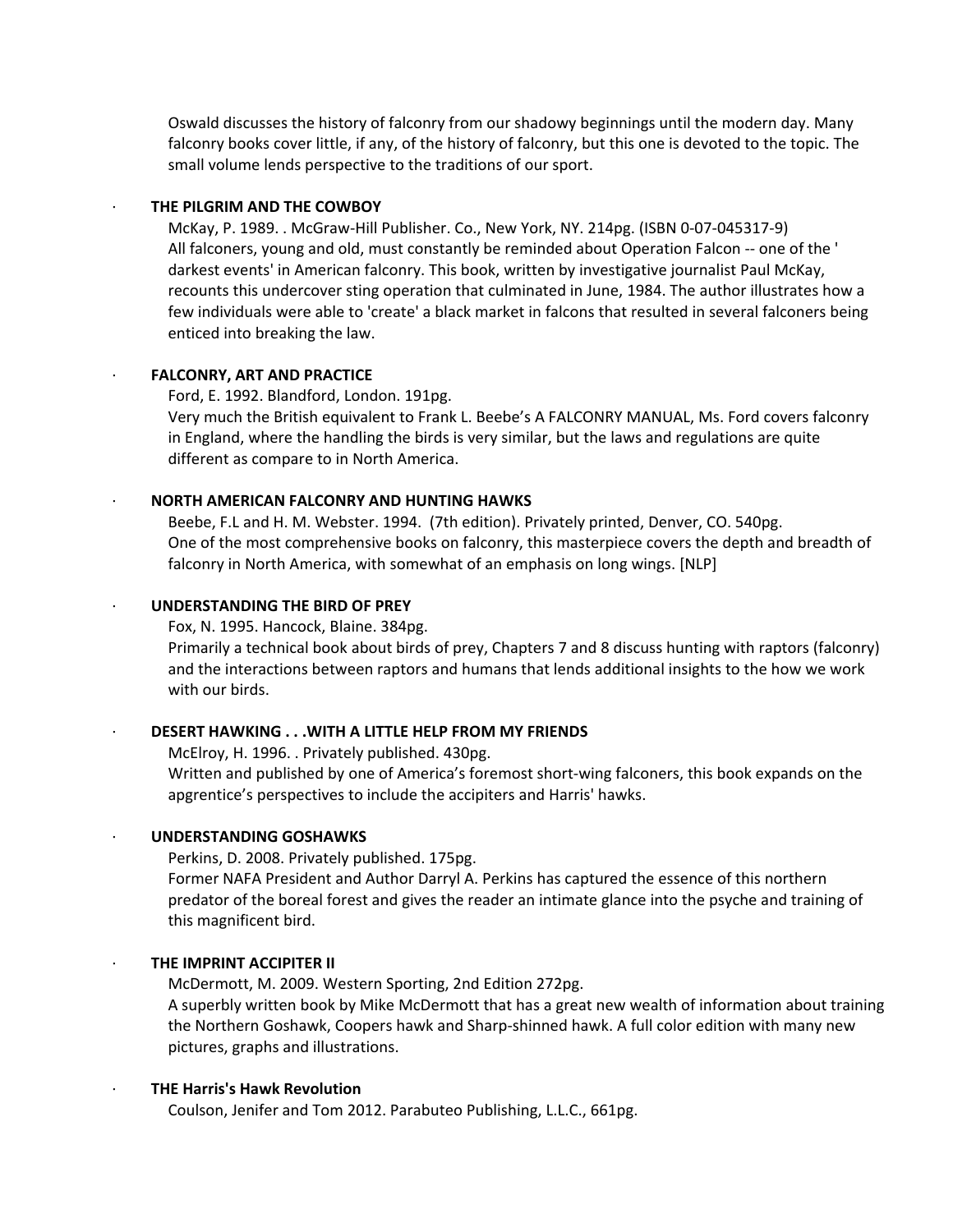Oswald discusses the history of falconry from our shadowy beginnings until the modern day. Many falconry books cover little, if any, of the history of falconry, but this one is devoted to the topic. The small volume lends perspective to the traditions of our sport.

- **THE PILGRIM AND THE COWBOY**

  McKay, P. 1989. . McGraw-Hill Publisher. Co., New York, NY. 214pg. (ISBN 0-07-045317-9)
  All falconers, young and old, must constantly be reminded about Operation Falcon -- one of the ' darkest events' in American falconry. This book, written by investigative journalist Paul McKay, recounts this undercover sting operation that culminated in June, 1984. The author illustrates how a few individuals were able to 'create' a black market in falcons that resulted in several falconers being enticed into breaking the law.

- **FALCONRY, ART AND PRACTICE**

  Ford, E. 1992. Blandford, London. 191pg.
  Very much the British equivalent to Frank L. Beebe's A FALCONRY MANUAL, Ms. Ford covers falconry in England, where the handling the birds is very similar, but the laws and regulations are quite different as compare to in North America.

- **NORTH AMERICAN FALCONRY AND HUNTING HAWKS**

  Beebe, F.L and H. M. Webster. 1994. (7th edition). Privately printed, Denver, CO. 540pg.
  One of the most comprehensive books on falconry, this masterpiece covers the depth and breadth of falconry in North America, with somewhat of an emphasis on long wings. [NLP]

- **UNDERSTANDING THE BIRD OF PREY**

  Fox, N. 1995. Hancock, Blaine. 384pg.
  Primarily a technical book about birds of prey, Chapters 7 and 8 discuss hunting with raptors (falconry) and the interactions between raptors and humans that lends additional insights to the how we work with our birds.

- **DESERT HAWKING . . .WITH A LITTLE HELP FROM MY FRIENDS**

  McElroy, H. 1996. . Privately published. 430pg.
  Written and published by one of America's foremost short-wing falconers, this book expands on the apgrentice's perspectives to include the accipiters and Harris' hawks.

- **UNDERSTANDING GOSHAWKS**

  Perkins, D. 2008. Privately published. 175pg.
  Former NAFA President and Author Darryl A. Perkins has captured the essence of this northern predator of the boreal forest and gives the reader an intimate glance into the psyche and training of this magnificent bird.

- **THE IMPRINT ACCIPITER II**

  McDermott, M. 2009. Western Sporting, 2nd Edition 272pg.
  A superbly written book by Mike McDermott that has a great new wealth of information about training the Northern Goshawk, Coopers hawk and Sharp-shinned hawk. A full color edition with many new pictures, graphs and illustrations.

- **THE Harris's Hawk Revolution**

  Coulson, Jenifer and Tom 2012. Parabuteo Publishing, L.L.C., 661pg.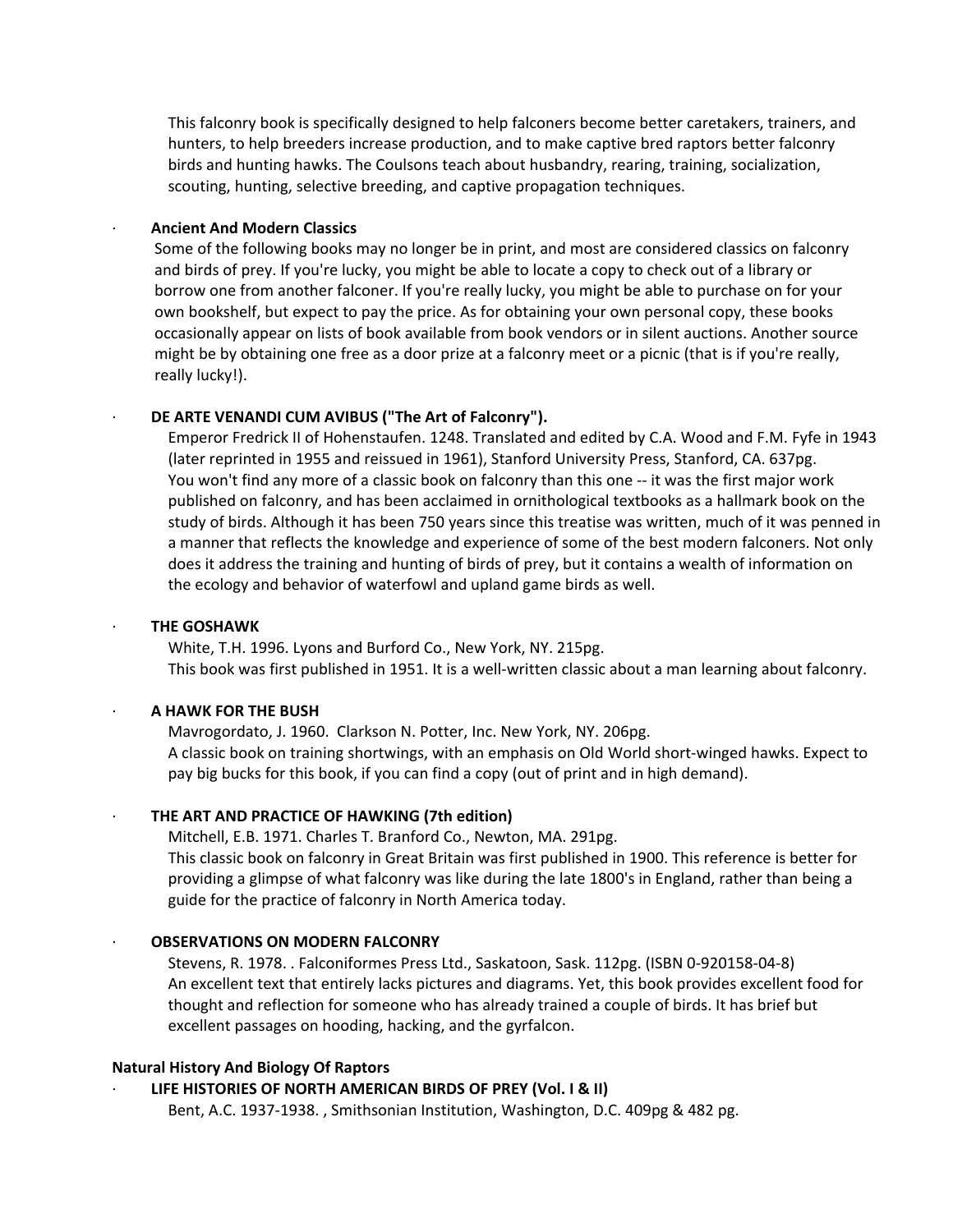This falconry book is specifically designed to help falconers become better caretakers, trainers, and hunters, to help breeders increase production, and to make captive bred raptors better falconry birds and hunting hawks. The Coulsons teach about husbandry, rearing, training, socialization, scouting, hunting, selective breeding, and captive propagation techniques.

- **Ancient And Modern Classics**

  Some of the following books may no longer be in print, and most are considered classics on falconry and birds of prey. If you're lucky, you might be able to locate a copy to check out of a library or borrow one from another falconer. If you're really lucky, you might be able to purchase on for your own bookshelf, but expect to pay the price. As for obtaining your own personal copy, these books occasionally appear on lists of book available from book vendors or in silent auctions. Another source might be by obtaining one free as a door prize at a falconry meet or a picnic (that is if you're really, really lucky!).

- **DE ARTE VENANDI CUM AVIBUS ("The Art of Falconry").**

  Emperor Fredrick II of Hohenstaufen. 1248. Translated and edited by C.A. Wood and F.M. Fyfe in 1943 (later reprinted in 1955 and reissued in 1961), Stanford University Press, Stanford, CA. 637pg.
  You won't find any more of a classic book on falconry than this one -- it was the first major work published on falconry, and has been acclaimed in ornithological textbooks as a hallmark book on the study of birds. Although it has been 750 years since this treatise was written, much of it was penned in a manner that reflects the knowledge and experience of some of the best modern falconers. Not only does it address the training and hunting of birds of prey, but it contains a wealth of information on the ecology and behavior of waterfowl and upland game birds as well.

- **THE GOSHAWK**

  White, T.H. 1996. Lyons and Burford Co., New York, NY. 215pg.
  This book was first published in 1951. It is a well-written classic about a man learning about falconry.

- **A HAWK FOR THE BUSH**

  Mavrogordato, J. 1960. Clarkson N. Potter, Inc. New York, NY. 206pg.
  A classic book on training shortwings, with an emphasis on Old World short-winged hawks. Expect to pay big bucks for this book, if you can find a copy (out of print and in high demand).

- **THE ART AND PRACTICE OF HAWKING (7th edition)**

  Mitchell, E.B. 1971. Charles T. Branford Co., Newton, MA. 291pg.
  This classic book on falconry in Great Britain was first published in 1900. This reference is better for providing a glimpse of what falconry was like during the late 1800's in England, rather than being a guide for the practice of falconry in North America today.

- **OBSERVATIONS ON MODERN FALCONRY**

  Stevens, R. 1978. . Falconiformes Press Ltd., Saskatoon, Sask. 112pg. (ISBN 0-920158-04-8)
  An excellent text that entirely lacks pictures and diagrams. Yet, this book provides excellent food for thought and reflection for someone who has already trained a couple of birds. It has brief but excellent passages on hooding, hacking, and the gyrfalcon.

**Natural History And Biology Of Raptors**

- **LIFE HISTORIES OF NORTH AMERICAN BIRDS OF PREY (Vol. I & II)**

  Bent, A.C. 1937-1938. , Smithsonian Institution, Washington, D.C. 409pg & 482 pg.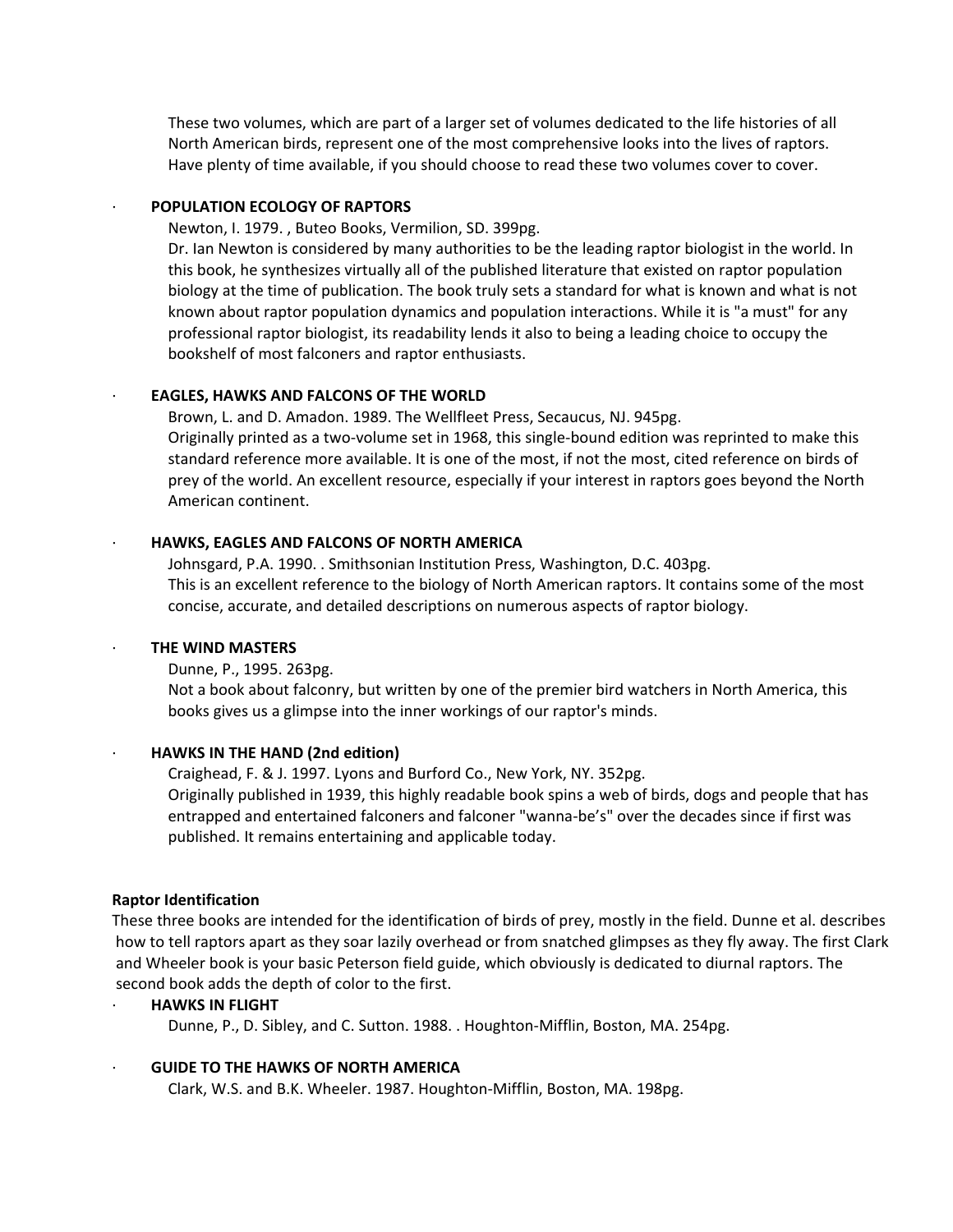These two volumes, which are part of a larger set of volumes dedicated to the life histories of all North American birds, represent one of the most comprehensive looks into the lives of raptors. Have plenty of time available, if you should choose to read these two volumes cover to cover.

- **POPULATION ECOLOGY OF RAPTORS**

  Newton, I. 1979. , Buteo Books, Vermilion, SD. 399pg.

  Dr. Ian Newton is considered by many authorities to be the leading raptor biologist in the world. In this book, he synthesizes virtually all of the published literature that existed on raptor population biology at the time of publication. The book truly sets a standard for what is known and what is not known about raptor population dynamics and population interactions. While it is "a must" for any professional raptor biologist, its readability lends it also to being a leading choice to occupy the bookshelf of most falconers and raptor enthusiasts.

- **EAGLES, HAWKS AND FALCONS OF THE WORLD**

  Brown, L. and D. Amadon. 1989. The Wellfleet Press, Secaucus, NJ. 945pg.

  Originally printed as a two-volume set in 1968, this single-bound edition was reprinted to make this standard reference more available. It is one of the most, if not the most, cited reference on birds of prey of the world. An excellent resource, especially if your interest in raptors goes beyond the North American continent.

- **HAWKS, EAGLES AND FALCONS OF NORTH AMERICA**

  Johnsgard, P.A. 1990. . Smithsonian Institution Press, Washington, D.C. 403pg.

  This is an excellent reference to the biology of North American raptors. It contains some of the most concise, accurate, and detailed descriptions on numerous aspects of raptor biology.

- **THE WIND MASTERS**

  Dunne, P., 1995. 263pg.

  Not a book about falconry, but written by one of the premier bird watchers in North America, this books gives us a glimpse into the inner workings of our raptor's minds.

- **HAWKS IN THE HAND (2nd edition)**

  Craighead, F. & J. 1997. Lyons and Burford Co., New York, NY. 352pg.

  Originally published in 1939, this highly readable book spins a web of birds, dogs and people that has entrapped and entertained falconers and falconer "wanna-be's" over the decades since if first was published. It remains entertaining and applicable today.

**Raptor Identification**

These three books are intended for the identification of birds of prey, mostly in the field. Dunne et al. describes how to tell raptors apart as they soar lazily overhead or from snatched glimpses as they fly away. The first Clark and Wheeler book is your basic Peterson field guide, which obviously is dedicated to diurnal raptors. The second book adds the depth of color to the first.

- **HAWKS IN FLIGHT**

  Dunne, P., D. Sibley, and C. Sutton. 1988. . Houghton-Mifflin, Boston, MA. 254pg.

- **GUIDE TO THE HAWKS OF NORTH AMERICA**

  Clark, W.S. and B.K. Wheeler. 1987. Houghton-Mifflin, Boston, MA. 198pg.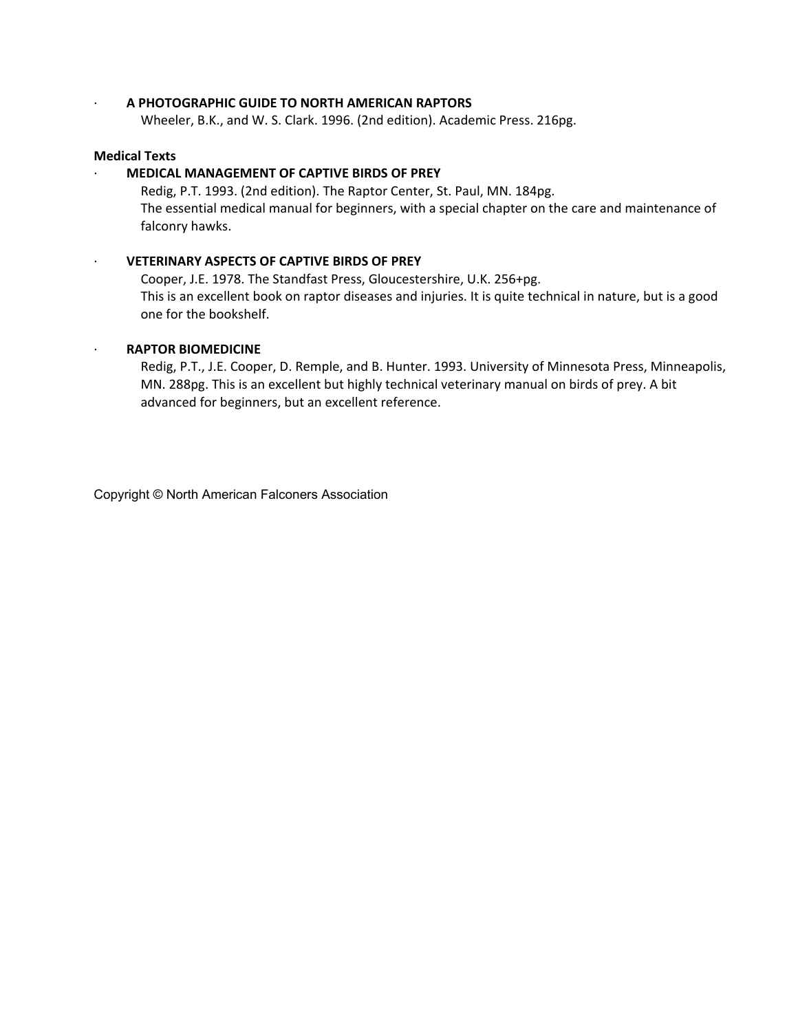- **A PHOTOGRAPHIC GUIDE TO NORTH AMERICAN RAPTORS**
  Wheeler, B.K., and W. S. Clark. 1996. (2nd edition). Academic Press. 216pg.

**Medical Texts**

- **MEDICAL MANAGEMENT OF CAPTIVE BIRDS OF PREY**
  Redig, P.T. 1993. (2nd edition). The Raptor Center, St. Paul, MN. 184pg.
  The essential medical manual for beginners, with a special chapter on the care and maintenance of falconry hawks.

- **VETERINARY ASPECTS OF CAPTIVE BIRDS OF PREY**
  Cooper, J.E. 1978. The Standfast Press, Gloucestershire, U.K. 256+pg.
  This is an excellent book on raptor diseases and injuries. It is quite technical in nature, but is a good one for the bookshelf.

- **RAPTOR BIOMEDICINE**
  Redig, P.T., J.E. Cooper, D. Remple, and B. Hunter. 1993. University of Minnesota Press, Minneapolis, MN. 288pg. This is an excellent but highly technical veterinary manual on birds of prey. A bit advanced for beginners, but an excellent reference.

Copyright © North American Falconers Association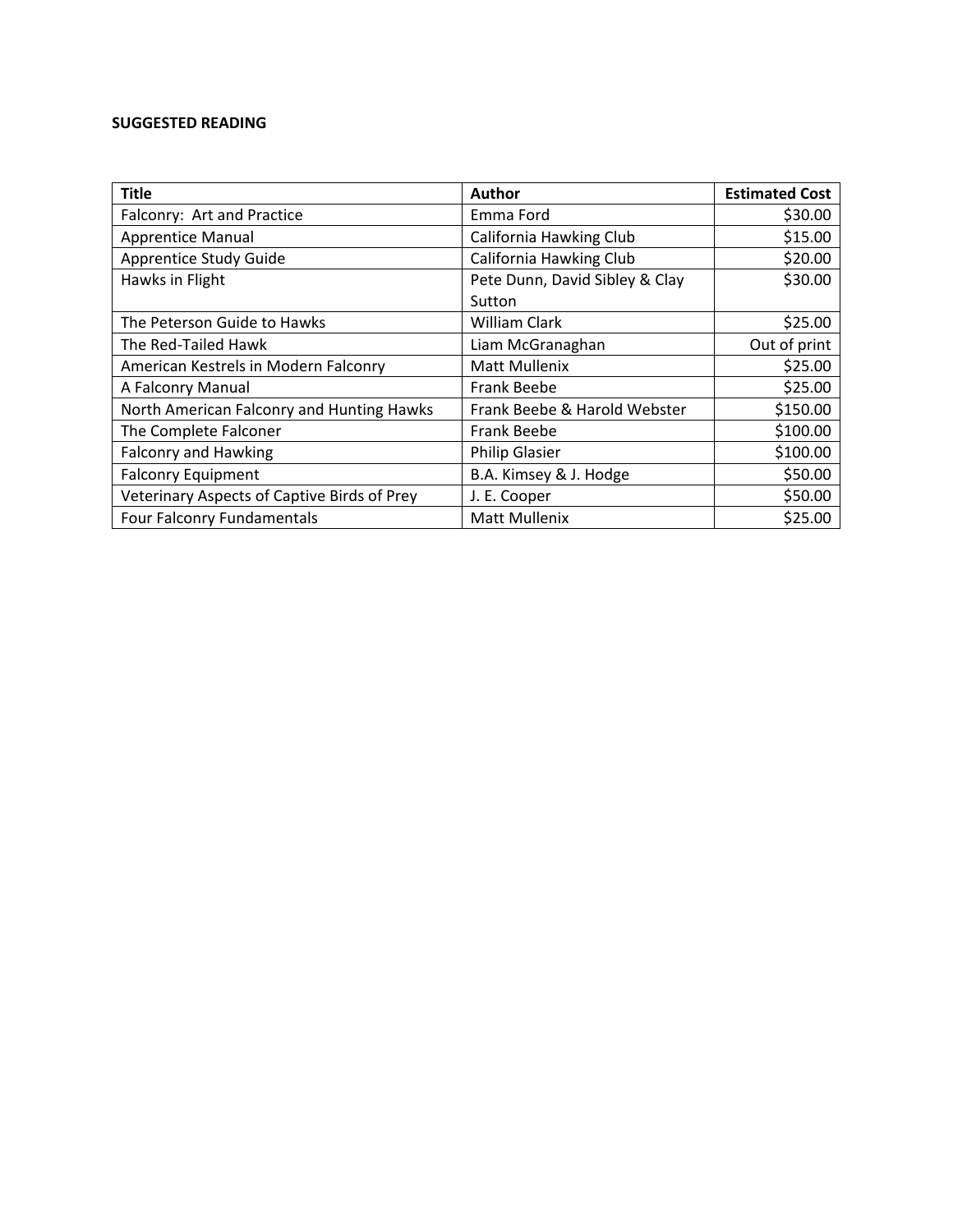**SUGGESTED READING**

| Title | Author | Estimated Cost |
|---|---|---|
| Falconry: Art and Practice | Emma Ford | $30.00 |
| Apprentice Manual | California Hawking Club | $15.00 |
| Apprentice Study Guide | California Hawking Club | $20.00 |
| Hawks in Flight | Pete Dunn, David Sibley & Clay Sutton | $30.00 |
| The Peterson Guide to Hawks | William Clark | $25.00 |
| The Red-Tailed Hawk | Liam McGranaghan | Out of print |
| American Kestrels in Modern Falconry | Matt Mullenix | $25.00 |
| A Falconry Manual | Frank Beebe | $25.00 |
| North American Falconry and Hunting Hawks | Frank Beebe & Harold Webster | $150.00 |
| The Complete Falconer | Frank Beebe | $100.00 |
| Falconry and Hawking | Philip Glasier | $100.00 |
| Falconry Equipment | B.A. Kimsey & J. Hodge | $50.00 |
| Veterinary Aspects of Captive Birds of Prey | J. E. Cooper | $50.00 |
| Four Falconry Fundamentals | Matt Mullenix | $25.00 |